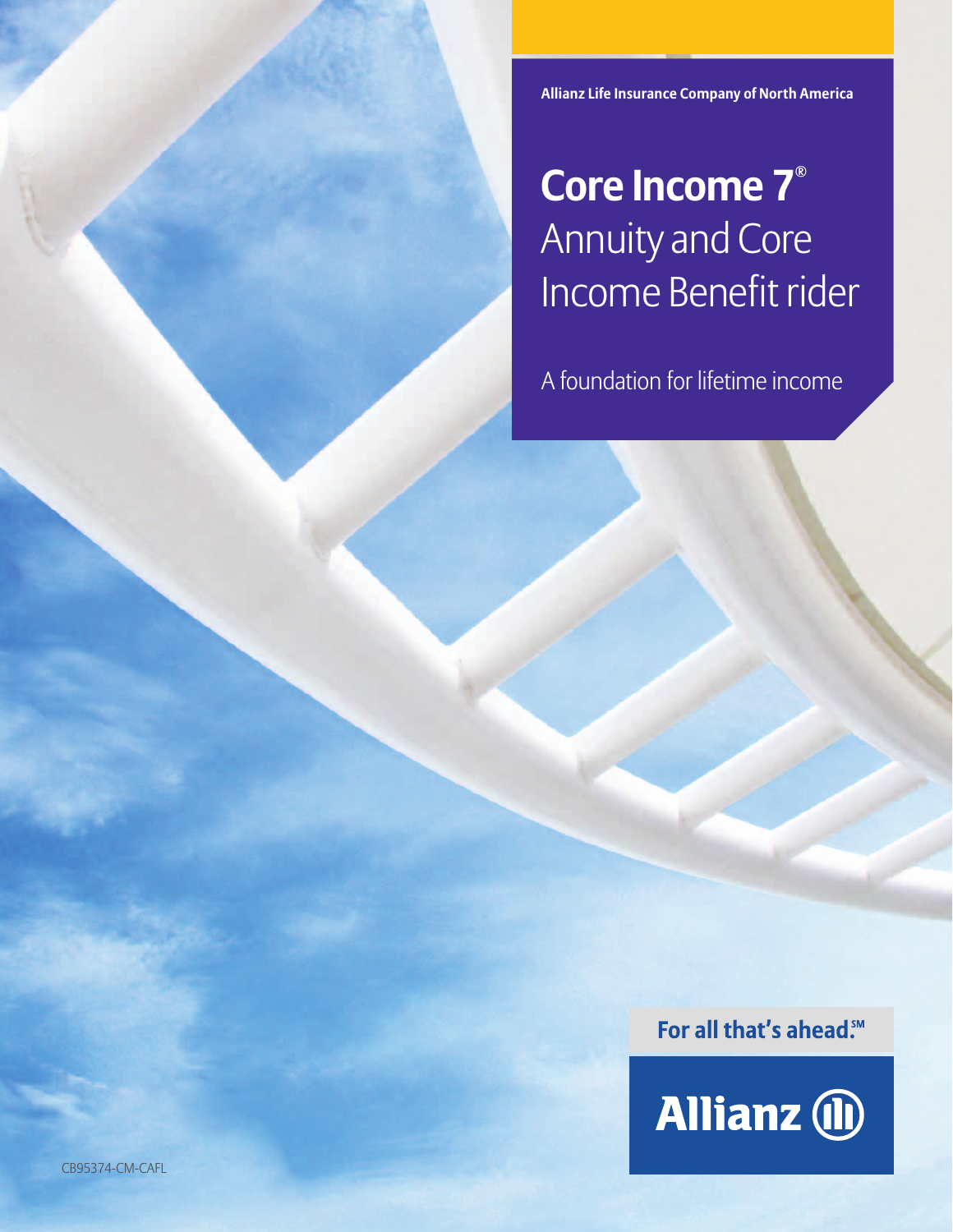Allianz Life Insurance Company of North America

# **Core Income 7**® Annuity and Core Income Benefit rider

A foundation for lifetime income

**For all that's ahead.**℠

Allianz

CB95374-CM-CAFL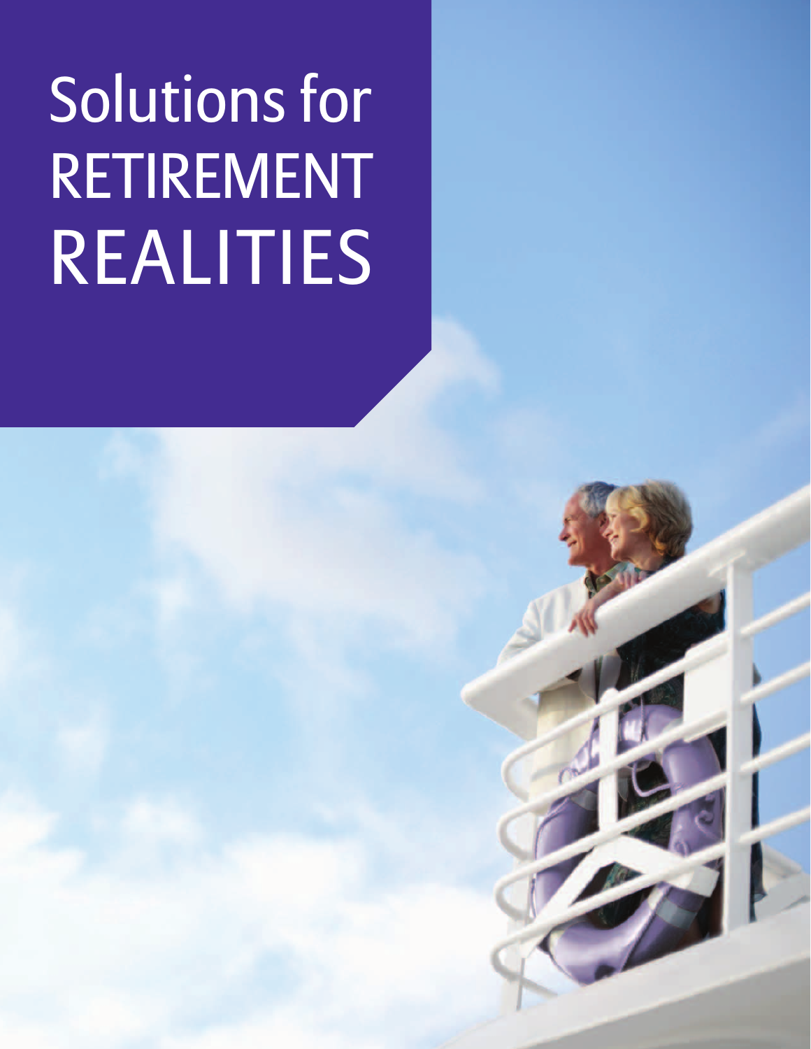# Solutions for RETIREMENT REALITIES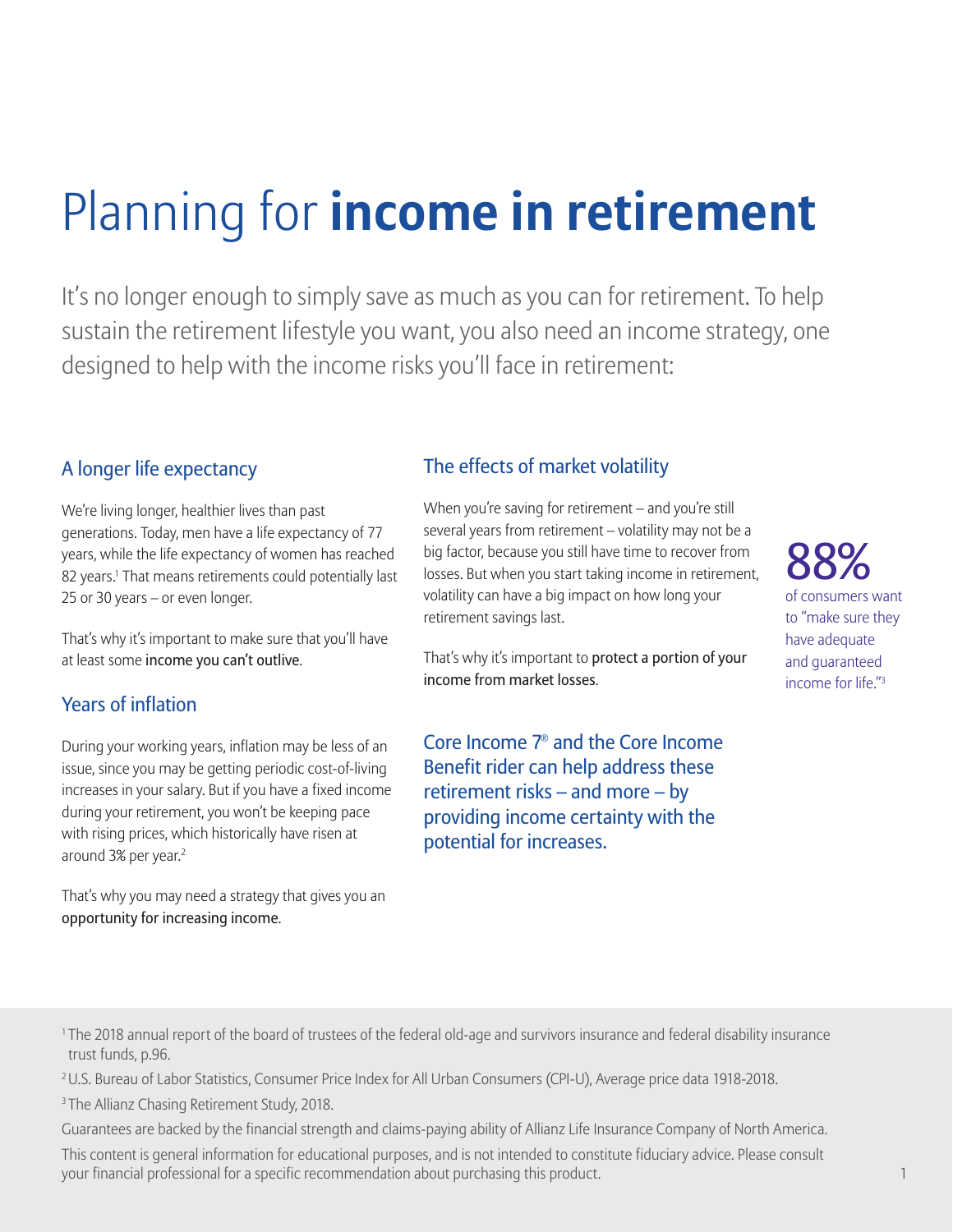# Planning for **income in retirement**

It's no longer enough to simply save as much as you can for retirement. To help sustain the retirement lifestyle you want, you also need an income strategy, one designed to help with the income risks you'll face in retirement:

## A longer life expectancy

We're living longer, healthier lives than past generations. Today, men have a life expectancy of 77 years, while the life expectancy of women has reached 82 years.[1] That means retirements could potentially last 25 or 30 years – or even longer.

That's why it's important to make sure that you'll have at least some income you can't outlive.

## Years of inflation

During your working years, inflation may be less of an issue, since you may be getting periodic cost-of-living increases in your salary. But if you have a fixed income during your retirement, you won't be keeping pace with rising prices, which historically have risen at around 3% per year.[2]

That's why you may need a strategy that gives you an opportunity for increasing income.

## The effects of market volatility

When you're saving for retirement – and you're still several years from retirement – volatility may not be a big factor, because you still have time to recover from losses. But when you start taking income in retirement, volatility can have a big impact on how long your retirement savings last.

That's why it's important to protect a portion of your income from market losses.

**88%** of consumers want to "make sure they have adequate and guaranteed income for life."[3]

Core Income 7® and the Core Income Benefit rider can help address these retirement risks – and more – by providing income certainty with the potential for increases.

---

[1] The 2018 annual report of the board of trustees of the federal old-age and survivors insurance and federal disability insurance trust funds, p.96.

[2] U.S. Bureau of Labor Statistics, Consumer Price Index for All Urban Consumers (CPI-U), Average price data 1918-2018.

[3] The Allianz Chasing Retirement Study, 2018.

Guarantees are backed by the financial strength and claims-paying ability of Allianz Life Insurance Company of North America.

This content is general information for educational purposes, and is not intended to constitute fiduciary advice. Please consult your financial professional for a specific recommendation about purchasing this product.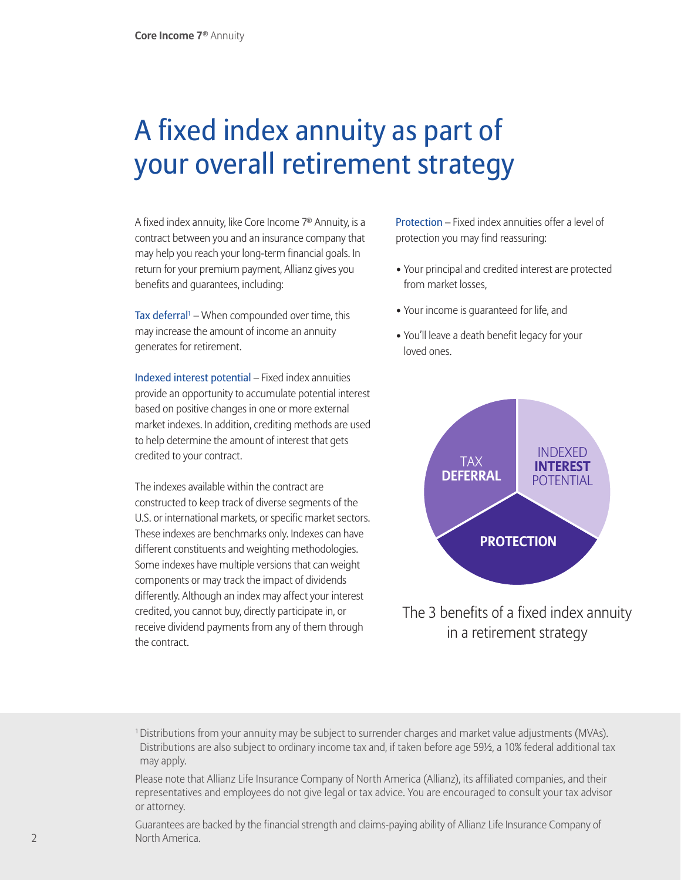# A fixed index annuity as part of your overall retirement strategy

A fixed index annuity, like Core Income 7® Annuity, is a contract between you and an insurance company that may help you reach your long-term financial goals. In return for your premium payment, Allianz gives you benefits and guarantees, including:

Tax deferral[1] – When compounded over time, this may increase the amount of income an annuity generates for retirement.

Indexed interest potential – Fixed index annuities provide an opportunity to accumulate potential interest based on positive changes in one or more external market indexes. In addition, crediting methods are used to help determine the amount of interest that gets credited to your contract.

The indexes available within the contract are constructed to keep track of diverse segments of the U.S. or international markets, or specific market sectors. These indexes are benchmarks only. Indexes can have different constituents and weighting methodologies. Some indexes have multiple versions that can weight components or may track the impact of dividends differently. Although an index may affect your interest credited, you cannot buy, directly participate in, or receive dividend payments from any of them through the contract.

Protection – Fixed index annuities offer a level of protection you may find reassuring:

- Your principal and credited interest are protected from market losses,
- Your income is guaranteed for life, and
- You'll leave a death benefit legacy for your loved ones.

TAX **DEFERRAL** | INDEXED **INTEREST** POTENTIAL | **PROTECTION**

The 3 benefits of a fixed index annuity in a retirement strategy

[1] Distributions from your annuity may be subject to surrender charges and market value adjustments (MVAs). Distributions are also subject to ordinary income tax and, if taken before age 59½, a 10% federal additional tax may apply.

Please note that Allianz Life Insurance Company of North America (Allianz), its affiliated companies, and their representatives and employees do not give legal or tax advice. You are encouraged to consult your tax advisor or attorney.

Guarantees are backed by the financial strength and claims-paying ability of Allianz Life Insurance Company of North America.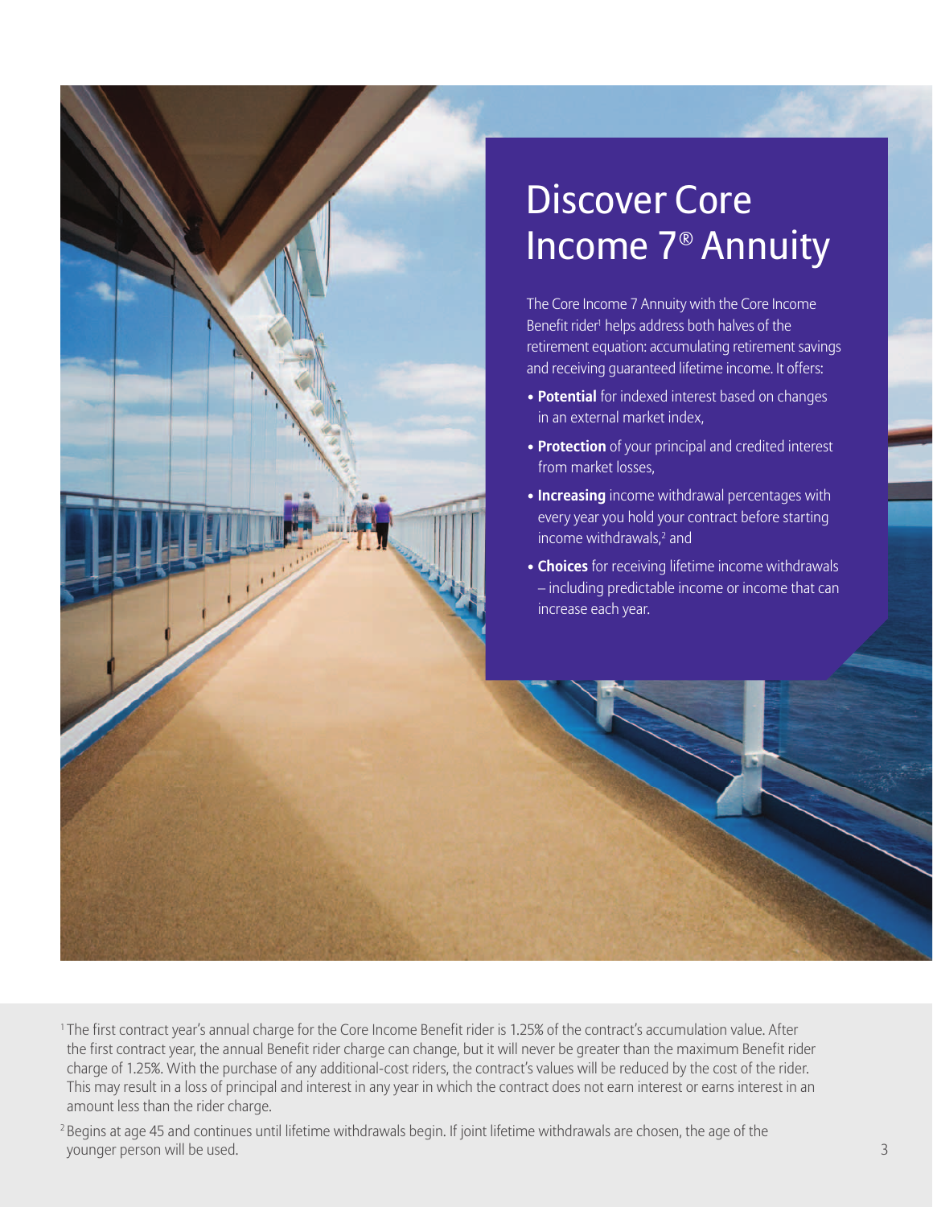# Discover Core Income 7® Annuity

The Core Income 7 Annuity with the Core Income Benefit rider[1] helps address both halves of the retirement equation: accumulating retirement savings and receiving guaranteed lifetime income. It offers:

- **Potential** for indexed interest based on changes in an external market index,
- **Protection** of your principal and credited interest from market losses,
- **Increasing** income withdrawal percentages with every year you hold your contract before starting income withdrawals,[2] and
- **Choices** for receiving lifetime income withdrawals – including predictable income or income that can increase each year.

[1] The first contract year's annual charge for the Core Income Benefit rider is 1.25% of the contract's accumulation value. After the first contract year, the annual Benefit rider charge can change, but it will never be greater than the maximum Benefit rider charge of 1.25%. With the purchase of any additional-cost riders, the contract's values will be reduced by the cost of the rider. This may result in a loss of principal and interest in any year in which the contract does not earn interest or earns interest in an amount less than the rider charge.

[2] Begins at age 45 and continues until lifetime withdrawals begin. If joint lifetime withdrawals are chosen, the age of the younger person will be used.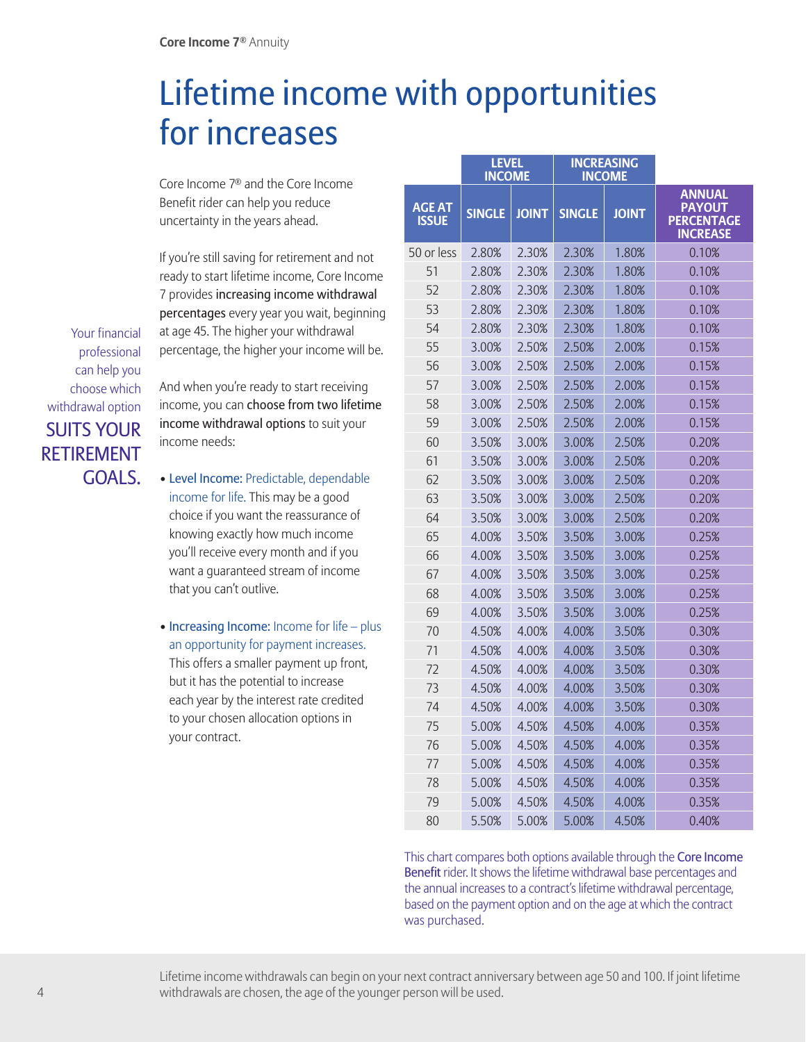# Lifetime income with opportunities for increases

Core Income 7® and the Core Income Benefit rider can help you reduce uncertainty in the years ahead.

If you're still saving for retirement and not ready to start lifetime income, Core Income 7 provides **increasing income withdrawal percentages** every year you wait, beginning at age 45. The higher your withdrawal percentage, the higher your income will be.

And when you're ready to start receiving income, you can **choose from two lifetime income withdrawal options** to suit your income needs:

- **Level Income:** Predictable, dependable income for life. This may be a good choice if you want the reassurance of knowing exactly how much income you'll receive every month and if you want a guaranteed stream of income that you can't outlive.
- **Increasing Income:** Income for life – plus an opportunity for payment increases. This offers a smaller payment up front, but it has the potential to increase each year by the interest rate credited to your chosen allocation options in your contract.

Your financial professional can help you choose which withdrawal option **SUITS YOUR RETIREMENT GOALS.**

| | LEVEL INCOME | | INCREASING INCOME | | |
|---|---|---|---|---|---|
| AGE AT ISSUE | SINGLE | JOINT | SINGLE | JOINT | ANNUAL PAYOUT PERCENTAGE INCREASE |
| 50 or less | 2.80% | 2.30% | 2.30% | 1.80% | 0.10% |
| 51 | 2.80% | 2.30% | 2.30% | 1.80% | 0.10% |
| 52 | 2.80% | 2.30% | 2.30% | 1.80% | 0.10% |
| 53 | 2.80% | 2.30% | 2.30% | 1.80% | 0.10% |
| 54 | 2.80% | 2.30% | 2.30% | 1.80% | 0.10% |
| 55 | 3.00% | 2.50% | 2.50% | 2.00% | 0.15% |
| 56 | 3.00% | 2.50% | 2.50% | 2.00% | 0.15% |
| 57 | 3.00% | 2.50% | 2.50% | 2.00% | 0.15% |
| 58 | 3.00% | 2.50% | 2.50% | 2.00% | 0.15% |
| 59 | 3.00% | 2.50% | 2.50% | 2.00% | 0.15% |
| 60 | 3.50% | 3.00% | 3.00% | 2.50% | 0.20% |
| 61 | 3.50% | 3.00% | 3.00% | 2.50% | 0.20% |
| 62 | 3.50% | 3.00% | 3.00% | 2.50% | 0.20% |
| 63 | 3.50% | 3.00% | 3.00% | 2.50% | 0.20% |
| 64 | 3.50% | 3.00% | 3.00% | 2.50% | 0.20% |
| 65 | 4.00% | 3.50% | 3.50% | 3.00% | 0.25% |
| 66 | 4.00% | 3.50% | 3.50% | 3.00% | 0.25% |
| 67 | 4.00% | 3.50% | 3.50% | 3.00% | 0.25% |
| 68 | 4.00% | 3.50% | 3.50% | 3.00% | 0.25% |
| 69 | 4.00% | 3.50% | 3.50% | 3.00% | 0.25% |
| 70 | 4.50% | 4.00% | 4.00% | 3.50% | 0.30% |
| 71 | 4.50% | 4.00% | 4.00% | 3.50% | 0.30% |
| 72 | 4.50% | 4.00% | 4.00% | 3.50% | 0.30% |
| 73 | 4.50% | 4.00% | 4.00% | 3.50% | 0.30% |
| 74 | 4.50% | 4.00% | 4.00% | 3.50% | 0.30% |
| 75 | 5.00% | 4.50% | 4.50% | 4.00% | 0.35% |
| 76 | 5.00% | 4.50% | 4.50% | 4.00% | 0.35% |
| 77 | 5.00% | 4.50% | 4.50% | 4.00% | 0.35% |
| 78 | 5.00% | 4.50% | 4.50% | 4.00% | 0.35% |
| 79 | 5.00% | 4.50% | 4.50% | 4.00% | 0.35% |
| 80 | 5.50% | 5.00% | 5.00% | 4.50% | 0.40% |

This chart compares both options available through the **Core Income Benefit** rider. It shows the lifetime withdrawal base percentages and the annual increases to a contract's lifetime withdrawal percentage, based on the payment option and on the age at which the contract was purchased.

Lifetime income withdrawals can begin on your next contract anniversary between age 50 and 100. If joint lifetime withdrawals are chosen, the age of the younger person will be used.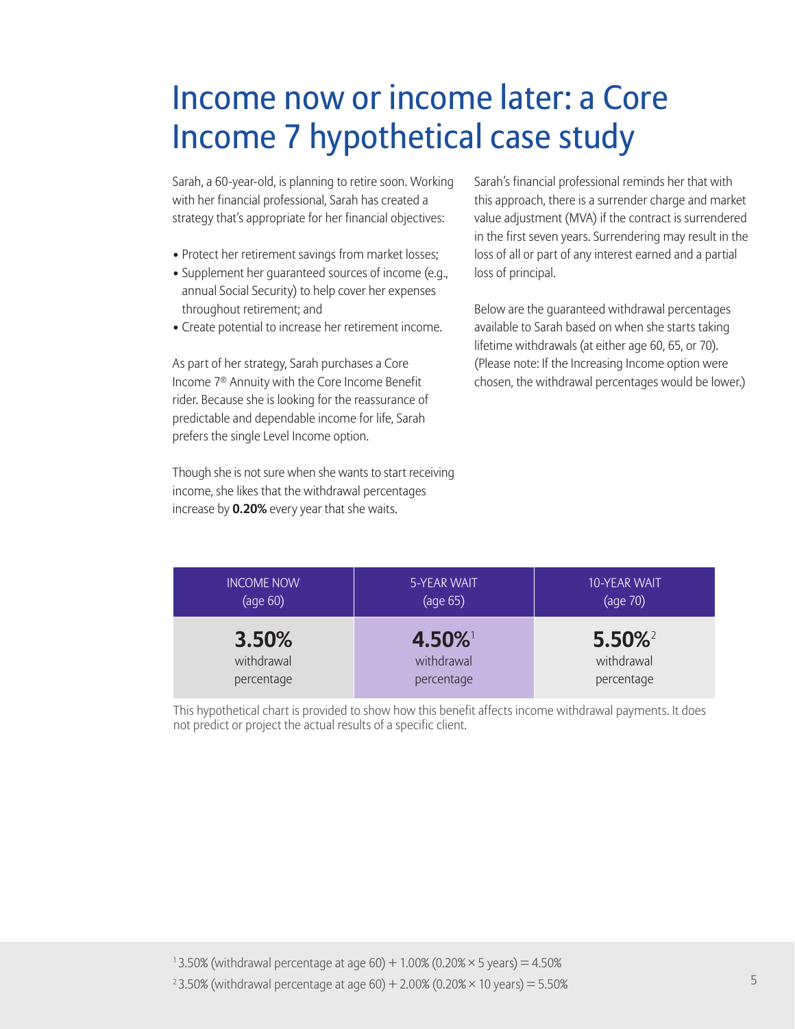# Income now or income later: a Core Income 7 hypothetical case study

Sarah, a 60-year-old, is planning to retire soon. Working with her financial professional, Sarah has created a strategy that's appropriate for her financial objectives:

- Protect her retirement savings from market losses;
- Supplement her guaranteed sources of income (e.g., annual Social Security) to help cover her expenses throughout retirement; and
- Create potential to increase her retirement income.

As part of her strategy, Sarah purchases a Core Income 7® Annuity with the Core Income Benefit rider. Because she is looking for the reassurance of predictable and dependable income for life, Sarah prefers the single Level Income option.

Though she is not sure when she wants to start receiving income, she likes that the withdrawal percentages increase by **0.20%** every year that she waits.

Sarah's financial professional reminds her that with this approach, there is a surrender charge and market value adjustment (MVA) if the contract is surrendered in the first seven years. Surrendering may result in the loss of all or part of any interest earned and a partial loss of principal.

Below are the guaranteed withdrawal percentages available to Sarah based on when she starts taking lifetime withdrawals (at either age 60, 65, or 70). (Please note: If the Increasing Income option were chosen, the withdrawal percentages would be lower.)

| INCOME NOW (age 60) | 5-YEAR WAIT (age 65) | 10-YEAR WAIT (age 70) |
|---|---|---|
| **3.50%** withdrawal percentage | **4.50%**[1] withdrawal percentage | **5.50%**[2] withdrawal percentage |

This hypothetical chart is provided to show how this benefit affects income withdrawal payments. It does not predict or project the actual results of a specific client.

[1] 3.50% (withdrawal percentage at age 60) + 1.00% (0.20% × 5 years) = 4.50%

[2] 3.50% (withdrawal percentage at age 60) + 2.00% (0.20% × 10 years) = 5.50%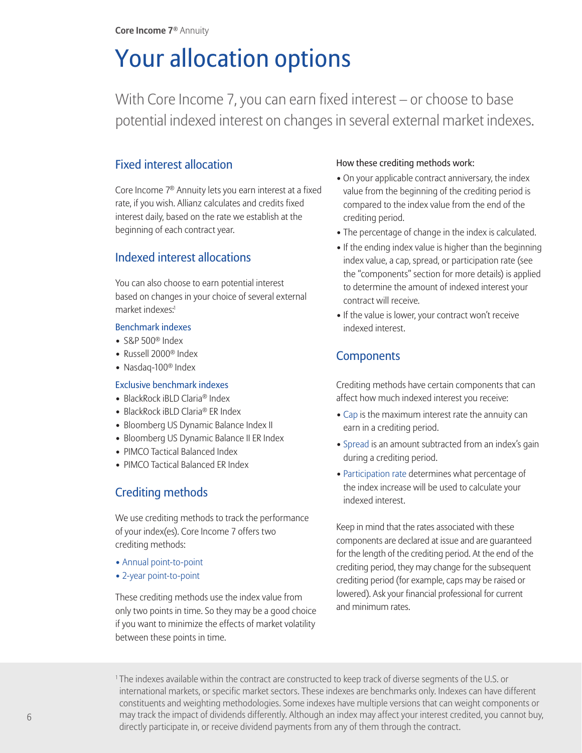# Your allocation options

With Core Income 7, you can earn fixed interest – or choose to base potential indexed interest on changes in several external market indexes.

## Fixed interest allocation

Core Income 7® Annuity lets you earn interest at a fixed rate, if you wish. Allianz calculates and credits fixed interest daily, based on the rate we establish at the beginning of each contract year.

## Indexed interest allocations

You can also choose to earn potential interest based on changes in your choice of several external market indexes:[1]

### Benchmark indexes

- S&P 500® Index
- Russell 2000® Index
- Nasdaq-100® Index

### Exclusive benchmark indexes

- BlackRock iBLD Claria® Index
- BlackRock iBLD Claria® ER Index
- Bloomberg US Dynamic Balance Index II
- Bloomberg US Dynamic Balance II ER Index
- PIMCO Tactical Balanced Index
- PIMCO Tactical Balanced ER Index

## Crediting methods

We use crediting methods to track the performance of your index(es). Core Income 7 offers two crediting methods:

- Annual point-to-point
- 2-year point-to-point

These crediting methods use the index value from only two points in time. So they may be a good choice if you want to minimize the effects of market volatility between these points in time.

How these crediting methods work:

- On your applicable contract anniversary, the index value from the beginning of the crediting period is compared to the index value from the end of the crediting period.
- The percentage of change in the index is calculated.
- If the ending index value is higher than the beginning index value, a cap, spread, or participation rate (see the "components" section for more details) is applied to determine the amount of indexed interest your contract will receive.
- If the value is lower, your contract won't receive indexed interest.

## Components

Crediting methods have certain components that can affect how much indexed interest you receive:

- Cap is the maximum interest rate the annuity can earn in a crediting period.
- Spread is an amount subtracted from an index's gain during a crediting period.
- Participation rate determines what percentage of the index increase will be used to calculate your indexed interest.

Keep in mind that the rates associated with these components are declared at issue and are guaranteed for the length of the crediting period. At the end of the crediting period, they may change for the subsequent crediting period (for example, caps may be raised or lowered). Ask your financial professional for current and minimum rates.

[1] The indexes available within the contract are constructed to keep track of diverse segments of the U.S. or international markets, or specific market sectors. These indexes are benchmarks only. Indexes can have different constituents and weighting methodologies. Some indexes have multiple versions that can weight components or may track the impact of dividends differently. Although an index may affect your interest credited, you cannot buy, directly participate in, or receive dividend payments from any of them through the contract.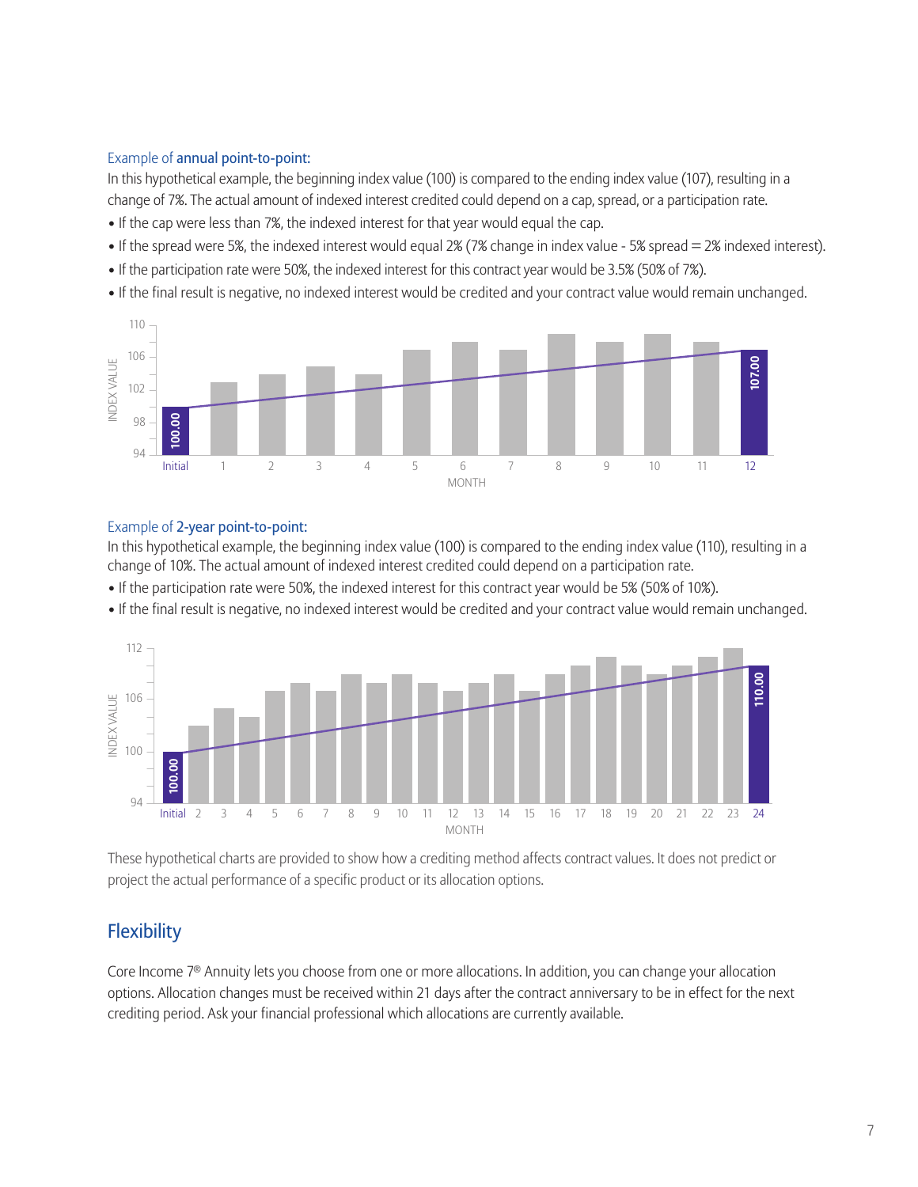Example of **annual point-to-point:**

In this hypothetical example, the beginning index value (100) is compared to the ending index value (107), resulting in a change of 7%. The actual amount of indexed interest credited could depend on a cap, spread, or a participation rate.

- If the cap were less than 7%, the indexed interest for that year would equal the cap.
- If the spread were 5%, the indexed interest would equal 2% (7% change in index value - 5% spread = 2% indexed interest).
- If the participation rate were 50%, the indexed interest for this contract year would be 3.5% (50% of 7%).
- If the final result is negative, no indexed interest would be credited and your contract value would remain unchanged.

Example of **2-year point-to-point:**

In this hypothetical example, the beginning index value (100) is compared to the ending index value (110), resulting in a change of 10%. The actual amount of indexed interest credited could depend on a participation rate.

- If the participation rate were 50%, the indexed interest for this contract year would be 5% (50% of 10%).
- If the final result is negative, no indexed interest would be credited and your contract value would remain unchanged.

These hypothetical charts are provided to show how a crediting method affects contract values. It does not predict or project the actual performance of a specific product or its allocation options.

## Flexibility

Core Income 7® Annuity lets you choose from one or more allocations. In addition, you can change your allocation options. Allocation changes must be received within 21 days after the contract anniversary to be in effect for the next crediting period. Ask your financial professional which allocations are currently available.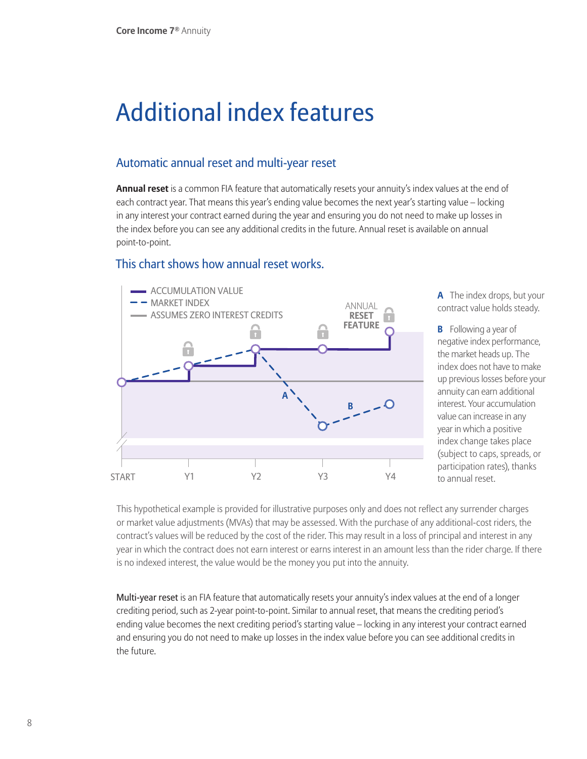# Additional index features

## Automatic annual reset and multi-year reset

**Annual reset** is a common FIA feature that automatically resets your annuity's index values at the end of each contract year. That means this year's ending value becomes the next year's starting value – locking in any interest your contract earned during the year and ensuring you do not need to make up losses in the index before you can see any additional credits in the future. Annual reset is available on annual point-to-point.

### This chart shows how annual reset works.

ACCUMULATION VALUE
MARKET INDEX
ASSUMES ZERO INTEREST CREDITS

ANNUAL **RESET FEATURE**

START Y1 Y2 Y3 Y4

**A** The index drops, but your contract value holds steady.

**B** Following a year of negative index performance, the market heads up. The index does not have to make up previous losses before your annuity can earn additional interest. Your accumulation value can increase in any year in which a positive index change takes place (subject to caps, spreads, or participation rates), thanks to annual reset.

This hypothetical example is provided for illustrative purposes only and does not reflect any surrender charges or market value adjustments (MVAs) that may be assessed. With the purchase of any additional-cost riders, the contract's values will be reduced by the cost of the rider. This may result in a loss of principal and interest in any year in which the contract does not earn interest or earns interest in an amount less than the rider charge. If there is no indexed interest, the value would be the money you put into the annuity.

**Multi-year reset** is an FIA feature that automatically resets your annuity's index values at the end of a longer crediting period, such as 2-year point-to-point. Similar to annual reset, that means the crediting period's ending value becomes the next crediting period's starting value – locking in any interest your contract earned and ensuring you do not need to make up losses in the index value before you can see additional credits in the future.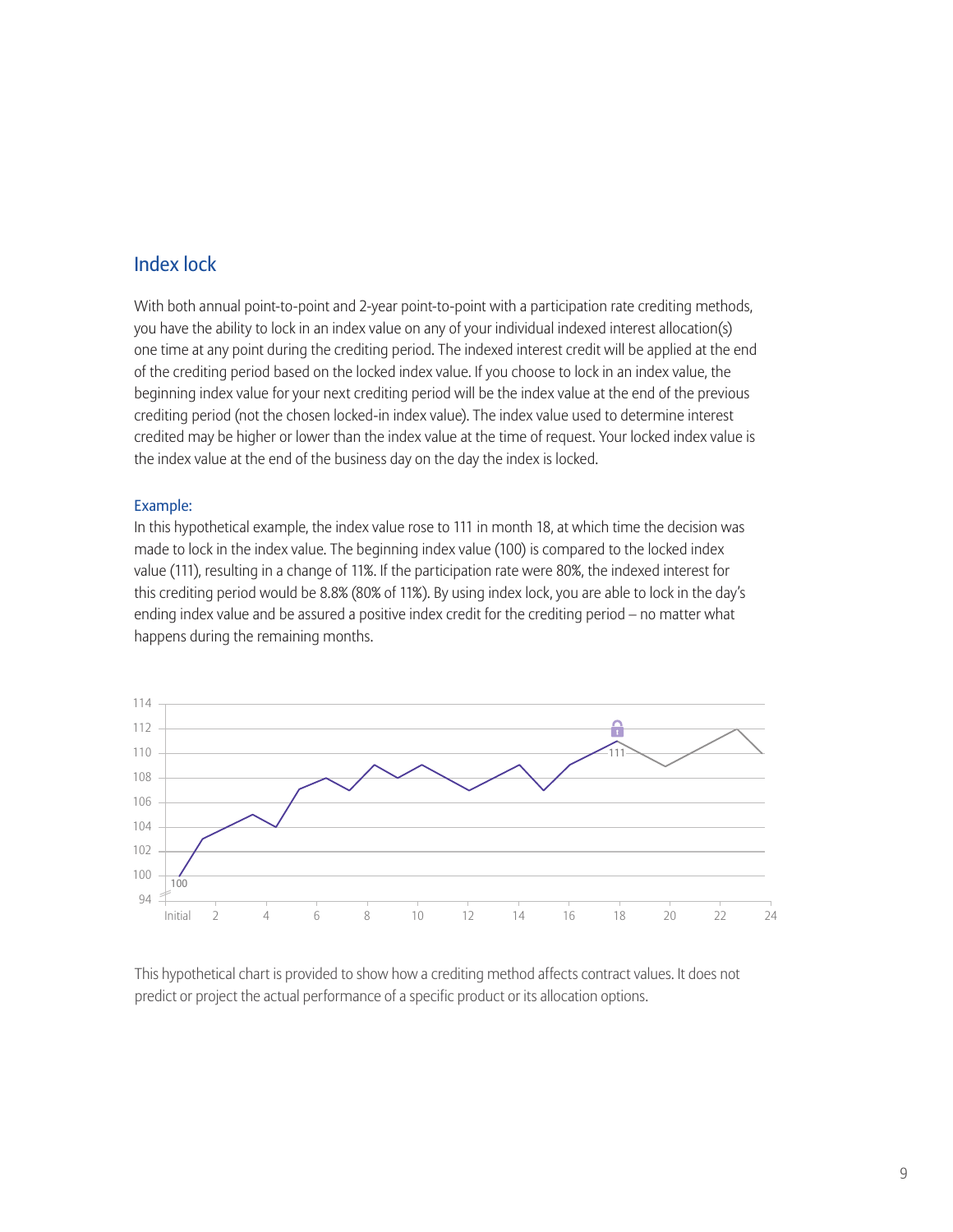## Index lock

With both annual point-to-point and 2-year point-to-point with a participation rate crediting methods, you have the ability to lock in an index value on any of your individual indexed interest allocation(s) one time at any point during the crediting period. The indexed interest credit will be applied at the end of the crediting period based on the locked index value. If you choose to lock in an index value, the beginning index value for your next crediting period will be the index value at the end of the previous crediting period (not the chosen locked-in index value). The index value used to determine interest credited may be higher or lower than the index value at the time of request. Your locked index value is the index value at the end of the business day on the day the index is locked.

### Example:

In this hypothetical example, the index value rose to 111 in month 18, at which time the decision was made to lock in the index value. The beginning index value (100) is compared to the locked index value (111), resulting in a change of 11%. If the participation rate were 80%, the indexed interest for this crediting period would be 8.8% (80% of 11%). By using index lock, you are able to lock in the day's ending index value and be assured a positive index credit for the crediting period – no matter what happens during the remaining months.

This hypothetical chart is provided to show how a crediting method affects contract values. It does not predict or project the actual performance of a specific product or its allocation options.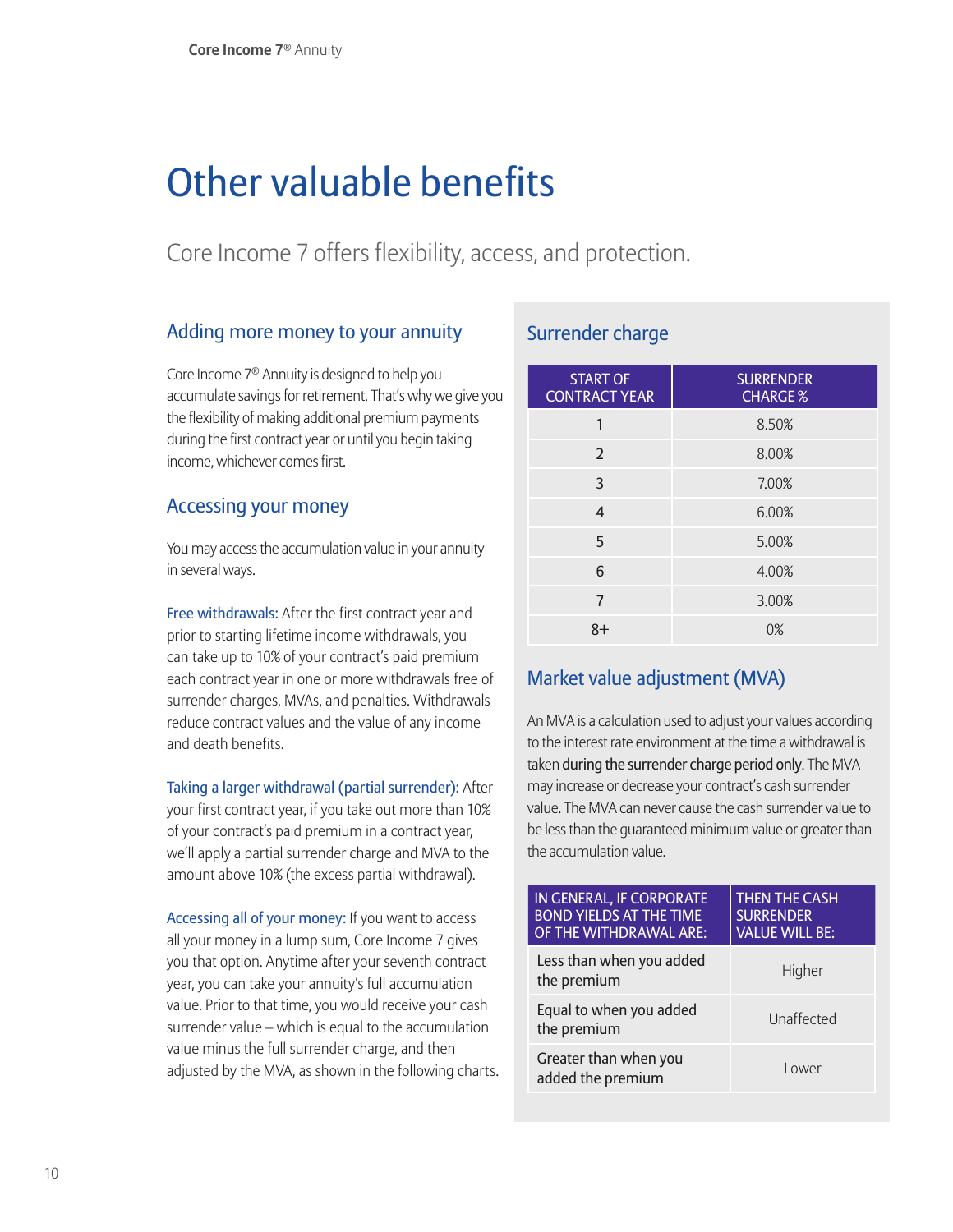# Other valuable benefits

Core Income 7 offers flexibility, access, and protection.

## Adding more money to your annuity

Core Income 7® Annuity is designed to help you accumulate savings for retirement. That's why we give you the flexibility of making additional premium payments during the first contract year or until you begin taking income, whichever comes first.

## Accessing your money

You may access the accumulation value in your annuity in several ways.

**Free withdrawals:** After the first contract year and prior to starting lifetime income withdrawals, you can take up to 10% of your contract's paid premium each contract year in one or more withdrawals free of surrender charges, MVAs, and penalties. Withdrawals reduce contract values and the value of any income and death benefits.

**Taking a larger withdrawal (partial surrender):** After your first contract year, if you take out more than 10% of your contract's paid premium in a contract year, we'll apply a partial surrender charge and MVA to the amount above 10% (the excess partial withdrawal).

**Accessing all of your money:** If you want to access all your money in a lump sum, Core Income 7 gives you that option. Anytime after your seventh contract year, you can take your annuity's full accumulation value. Prior to that time, you would receive your cash surrender value – which is equal to the accumulation value minus the full surrender charge, and then adjusted by the MVA, as shown in the following charts.

## Surrender charge

| START OF CONTRACT YEAR | SURRENDER CHARGE % |
|---|---|
| 1 | 8.50% |
| 2 | 8.00% |
| 3 | 7.00% |
| 4 | 6.00% |
| 5 | 5.00% |
| 6 | 4.00% |
| 7 | 3.00% |
| 8+ | 0% |

## Market value adjustment (MVA)

An MVA is a calculation used to adjust your values according to the interest rate environment at the time a withdrawal is taken **during the surrender charge period only**. The MVA may increase or decrease your contract's cash surrender value. The MVA can never cause the cash surrender value to be less than the guaranteed minimum value or greater than the accumulation value.

| IN GENERAL, IF CORPORATE BOND YIELDS AT THE TIME OF THE WITHDRAWAL ARE: | THEN THE CASH SURRENDER VALUE WILL BE: |
|---|---|
| Less than when you added the premium | Higher |
| Equal to when you added the premium | Unaffected |
| Greater than when you added the premium | Lower |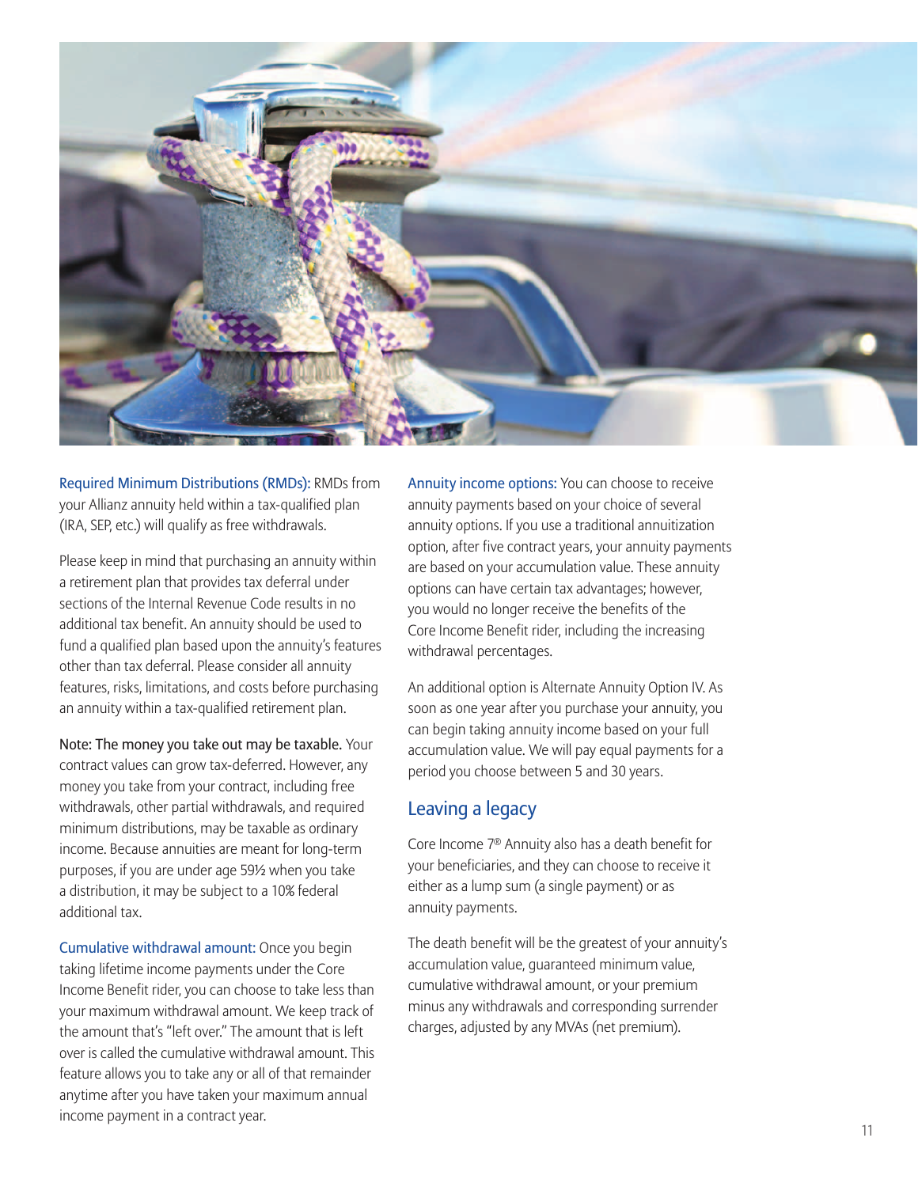**Required Minimum Distributions (RMDs):** RMDs from your Allianz annuity held within a tax-qualified plan (IRA, SEP, etc.) will qualify as free withdrawals.

Please keep in mind that purchasing an annuity within a retirement plan that provides tax deferral under sections of the Internal Revenue Code results in no additional tax benefit. An annuity should be used to fund a qualified plan based upon the annuity's features other than tax deferral. Please consider all annuity features, risks, limitations, and costs before purchasing an annuity within a tax-qualified retirement plan.

**Note: The money you take out may be taxable.** Your contract values can grow tax-deferred. However, any money you take from your contract, including free withdrawals, other partial withdrawals, and required minimum distributions, may be taxable as ordinary income. Because annuities are meant for long-term purposes, if you are under age 59½ when you take a distribution, it may be subject to a 10% federal additional tax.

**Cumulative withdrawal amount:** Once you begin taking lifetime income payments under the Core Income Benefit rider, you can choose to take less than your maximum withdrawal amount. We keep track of the amount that's "left over." The amount that is left over is called the cumulative withdrawal amount. This feature allows you to take any or all of that remainder anytime after you have taken your maximum annual income payment in a contract year.

**Annuity income options:** You can choose to receive annuity payments based on your choice of several annuity options. If you use a traditional annuitization option, after five contract years, your annuity payments are based on your accumulation value. These annuity options can have certain tax advantages; however, you would no longer receive the benefits of the Core Income Benefit rider, including the increasing withdrawal percentages.

An additional option is Alternate Annuity Option IV. As soon as one year after you purchase your annuity, you can begin taking annuity income based on your full accumulation value. We will pay equal payments for a period you choose between 5 and 30 years.

## Leaving a legacy

Core Income 7® Annuity also has a death benefit for your beneficiaries, and they can choose to receive it either as a lump sum (a single payment) or as annuity payments.

The death benefit will be the greatest of your annuity's accumulation value, guaranteed minimum value, cumulative withdrawal amount, or your premium minus any withdrawals and corresponding surrender charges, adjusted by any MVAs (net premium).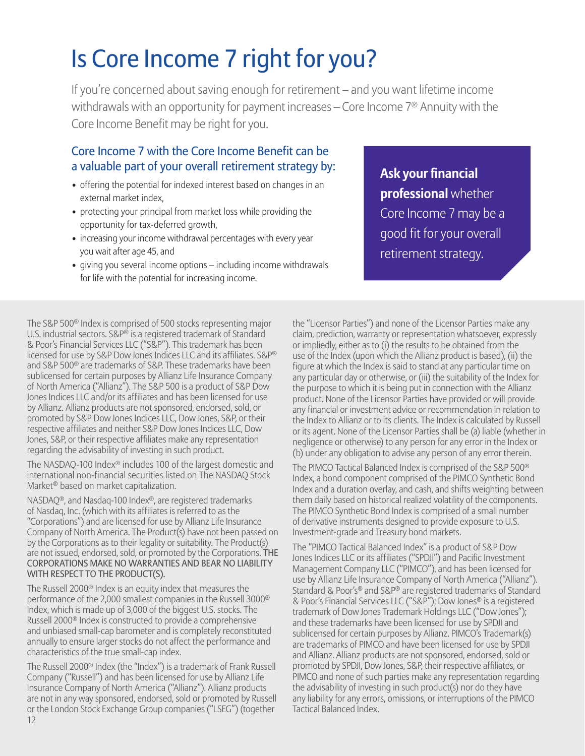# Is Core Income 7 right for you?

If you're concerned about saving enough for retirement – and you want lifetime income withdrawals with an opportunity for payment increases – Core Income 7® Annuity with the Core Income Benefit may be right for you.

## Core Income 7 with the Core Income Benefit can be a valuable part of your overall retirement strategy by:

- offering the potential for indexed interest based on changes in an external market index,
- protecting your principal from market loss while providing the opportunity for tax-deferred growth,
- increasing your income withdrawal percentages with every year you wait after age 45, and
- giving you several income options – including income withdrawals for life with the potential for increasing income.

**Ask your financial professional** whether Core Income 7 may be a good fit for your overall retirement strategy.

The S&P 500® Index is comprised of 500 stocks representing major U.S. industrial sectors. S&P® is a registered trademark of Standard & Poor's Financial Services LLC ("S&P"). This trademark has been licensed for use by S&P Dow Jones Indices LLC and its affiliates. S&P® and S&P 500® are trademarks of S&P. These trademarks have been sublicensed for certain purposes by Allianz Life Insurance Company of North America ("Allianz"). The S&P 500 is a product of S&P Dow Jones Indices LLC and/or its affiliates and has been licensed for use by Allianz. Allianz products are not sponsored, endorsed, sold, or promoted by S&P Dow Jones Indices LLC, Dow Jones, S&P, or their respective affiliates and neither S&P Dow Jones Indices LLC, Dow Jones, S&P, or their respective affiliates make any representation regarding the advisability of investing in such product.

The NASDAQ-100 Index® includes 100 of the largest domestic and international non-financial securities listed on The NASDAQ Stock Market® based on market capitalization.

NASDAQ®, and Nasdaq-100 Index®, are registered trademarks of Nasdaq, Inc. (which with its affiliates is referred to as the "Corporations") and are licensed for use by Allianz Life Insurance Company of North America. The Product(s) have not been passed on by the Corporations as to their legality or suitability. The Product(s) are not issued, endorsed, sold, or promoted by the Corporations. THE CORPORATIONS MAKE NO WARRANTIES AND BEAR NO LIABILITY WITH RESPECT TO THE PRODUCT(S).

The Russell 2000® Index is an equity index that measures the performance of the 2,000 smallest companies in the Russell 3000® Index, which is made up of 3,000 of the biggest U.S. stocks. The Russell 2000® Index is constructed to provide a comprehensive and unbiased small-cap barometer and is completely reconstituted annually to ensure larger stocks do not affect the performance and characteristics of the true small-cap index.

The Russell 2000® Index (the "Index") is a trademark of Frank Russell Company ("Russell") and has been licensed for use by Allianz Life Insurance Company of North America ("Allianz"). Allianz products are not in any way sponsored, endorsed, sold or promoted by Russell or the London Stock Exchange Group companies ("LSEG") (together the "Licensor Parties") and none of the Licensor Parties make any claim, prediction, warranty or representation whatsoever, expressly or impliedly, either as to (i) the results to be obtained from the use of the Index (upon which the Allianz product is based), (ii) the figure at which the Index is said to stand at any particular time on any particular day or otherwise, or (iii) the suitability of the Index for the purpose to which it is being put in connection with the Allianz product. None of the Licensor Parties have provided or will provide any financial or investment advice or recommendation in relation to the Index to Allianz or to its clients. The Index is calculated by Russell or its agent. None of the Licensor Parties shall be (a) liable (whether in negligence or otherwise) to any person for any error in the Index or (b) under any obligation to advise any person of any error therein.

The PIMCO Tactical Balanced Index is comprised of the S&P 500® Index, a bond component comprised of the PIMCO Synthetic Bond Index and a duration overlay, and cash, and shifts weighting between them daily based on historical realized volatility of the components. The PIMCO Synthetic Bond Index is comprised of a small number of derivative instruments designed to provide exposure to U.S. Investment-grade and Treasury bond markets.

The "PIMCO Tactical Balanced Index" is a product of S&P Dow Jones Indices LLC or its affiliates ("SPDJI") and Pacific Investment Management Company LLC ("PIMCO"), and has been licensed for use by Allianz Life Insurance Company of North America ("Allianz"). Standard & Poor's® and S&P® are registered trademarks of Standard & Poor's Financial Services LLC ("S&P"); Dow Jones® is a registered trademark of Dow Jones Trademark Holdings LLC ("Dow Jones"); and these trademarks have been licensed for use by SPDJI and sublicensed for certain purposes by Allianz. PIMCO's Trademark(s) are trademarks of PIMCO and have been licensed for use by SPDJI and Allianz. Allianz products are not sponsored, endorsed, sold or promoted by SPDJI, Dow Jones, S&P, their respective affiliates, or PIMCO and none of such parties make any representation regarding the advisability of investing in such product(s) nor do they have any liability for any errors, omissions, or interruptions of the PIMCO Tactical Balanced Index.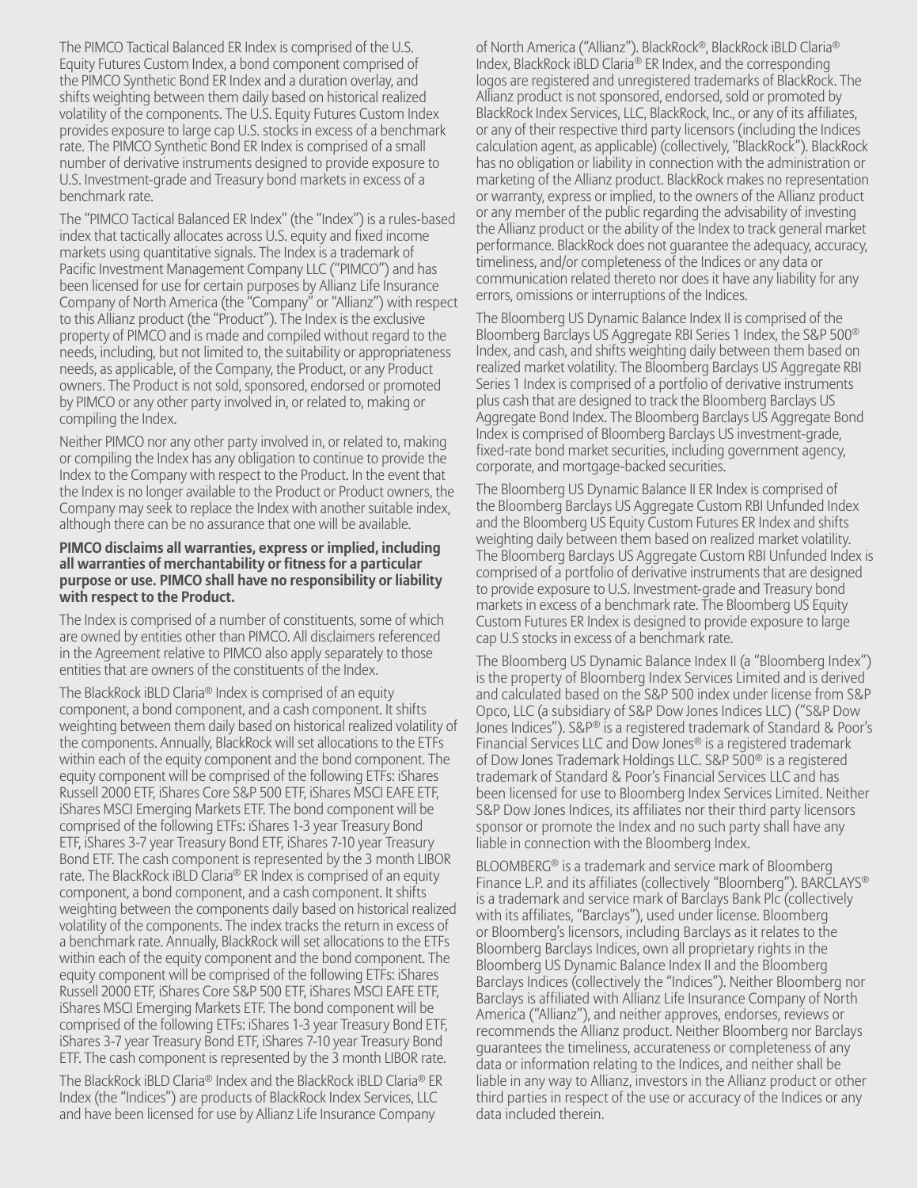The PIMCO Tactical Balanced ER Index is comprised of the U.S. Equity Futures Custom Index, a bond component comprised of the PIMCO Synthetic Bond ER Index and a duration overlay, and shifts weighting between them daily based on historical realized volatility of the components. The U.S. Equity Futures Custom Index provides exposure to large cap U.S. stocks in excess of a benchmark rate. The PIMCO Synthetic Bond ER Index is comprised of a small number of derivative instruments designed to provide exposure to U.S. Investment-grade and Treasury bond markets in excess of a benchmark rate.

The "PIMCO Tactical Balanced ER Index" (the "Index") is a rules-based index that tactically allocates across U.S. equity and fixed income markets using quantitative signals. The Index is a trademark of Pacific Investment Management Company LLC ("PIMCO") and has been licensed for use for certain purposes by Allianz Life Insurance Company of North America (the "Company" or "Allianz") with respect to this Allianz product (the "Product"). The Index is the exclusive property of PIMCO and is made and compiled without regard to the needs, including, but not limited to, the suitability or appropriateness needs, as applicable, of the Company, the Product, or any Product owners. The Product is not sold, sponsored, endorsed or promoted by PIMCO or any other party involved in, or related to, making or compiling the Index.

Neither PIMCO nor any other party involved in, or related to, making or compiling the Index has any obligation to continue to provide the Index to the Company with respect to the Product. In the event that the Index is no longer available to the Product or Product owners, the Company may seek to replace the Index with another suitable index, although there can be no assurance that one will be available.

**PIMCO disclaims all warranties, express or implied, including all warranties of merchantability or fitness for a particular purpose or use. PIMCO shall have no responsibility or liability with respect to the Product.**

The Index is comprised of a number of constituents, some of which are owned by entities other than PIMCO. All disclaimers referenced in the Agreement relative to PIMCO also apply separately to those entities that are owners of the constituents of the Index.

The BlackRock iBLD Claria® Index is comprised of an equity component, a bond component, and a cash component. It shifts weighting between them daily based on historical realized volatility of the components. Annually, BlackRock will set allocations to the ETFs within each of the equity component and the bond component. The equity component will be comprised of the following ETFs: iShares Russell 2000 ETF, iShares Core S&P 500 ETF, iShares MSCI EAFE ETF, iShares MSCI Emerging Markets ETF. The bond component will be comprised of the following ETFs: iShares 1-3 year Treasury Bond ETF, iShares 3-7 year Treasury Bond ETF, iShares 7-10 year Treasury Bond ETF. The cash component is represented by the 3 month LIBOR rate. The BlackRock iBLD Claria® ER Index is comprised of an equity component, a bond component, and a cash component. It shifts weighting between the components daily based on historical realized volatility of the components. The index tracks the return in excess of a benchmark rate. Annually, BlackRock will set allocations to the ETFs within each of the equity component and the bond component. The equity component will be comprised of the following ETFs: iShares Russell 2000 ETF, iShares Core S&P 500 ETF, iShares MSCI EAFE ETF, iShares MSCI Emerging Markets ETF. The bond component will be comprised of the following ETFs: iShares 1-3 year Treasury Bond ETF, iShares 3-7 year Treasury Bond ETF, iShares 7-10 year Treasury Bond ETF. The cash component is represented by the 3 month LIBOR rate.

The BlackRock iBLD Claria® Index and the BlackRock iBLD Claria® ER Index (the "Indices") are products of BlackRock Index Services, LLC and have been licensed for use by Allianz Life Insurance Company of North America ("Allianz"). BlackRock®, BlackRock iBLD Claria® Index, BlackRock iBLD Claria® ER Index, and the corresponding logos are registered and unregistered trademarks of BlackRock. The Allianz product is not sponsored, endorsed, sold or promoted by BlackRock Index Services, LLC, BlackRock, Inc., or any of its affiliates, or any of their respective third party licensors (including the Indices calculation agent, as applicable) (collectively, "BlackRock"). BlackRock has no obligation or liability in connection with the administration or marketing of the Allianz product. BlackRock makes no representation or warranty, express or implied, to the owners of the Allianz product or any member of the public regarding the advisability of investing the Allianz product or the ability of the Index to track general market performance. BlackRock does not guarantee the adequacy, accuracy, timeliness, and/or completeness of the Indices or any data or communication related thereto nor does it have any liability for any errors, omissions or interruptions of the Indices.

The Bloomberg US Dynamic Balance Index II is comprised of the Bloomberg Barclays US Aggregate RBI Series 1 Index, the S&P 500® Index, and cash, and shifts weighting daily between them based on realized market volatility. The Bloomberg Barclays US Aggregate RBI Series 1 Index is comprised of a portfolio of derivative instruments plus cash that are designed to track the Bloomberg Barclays US Aggregate Bond Index. The Bloomberg Barclays US Aggregate Bond Index is comprised of Bloomberg Barclays US investment-grade, fixed-rate bond market securities, including government agency, corporate, and mortgage-backed securities.

The Bloomberg US Dynamic Balance II ER Index is comprised of the Bloomberg Barclays US Aggregate Custom RBI Unfunded Index and the Bloomberg US Equity Custom Futures ER Index and shifts weighting daily between them based on realized market volatility. The Bloomberg Barclays US Aggregate Custom RBI Unfunded Index is comprised of a portfolio of derivative instruments that are designed to provide exposure to U.S. Investment-grade and Treasury bond markets in excess of a benchmark rate. The Bloomberg US Equity Custom Futures ER Index is designed to provide exposure to large cap U.S stocks in excess of a benchmark rate.

The Bloomberg US Dynamic Balance Index II (a "Bloomberg Index") is the property of Bloomberg Index Services Limited and is derived and calculated based on the S&P 500 index under license from S&P Opco, LLC (a subsidiary of S&P Dow Jones Indices LLC) ("S&P Dow Jones Indices"). S&P® is a registered trademark of Standard & Poor's Financial Services LLC and Dow Jones® is a registered trademark of Dow Jones Trademark Holdings LLC. S&P 500® is a registered trademark of Standard & Poor's Financial Services LLC and has been licensed for use to Bloomberg Index Services Limited. Neither S&P Dow Jones Indices, its affiliates nor their third party licensors sponsor or promote the Index and no such party shall have any liable in connection with the Bloomberg Index.

BLOOMBERG® is a trademark and service mark of Bloomberg Finance L.P. and its affiliates (collectively "Bloomberg"). BARCLAYS® is a trademark and service mark of Barclays Bank Plc (collectively with its affiliates, "Barclays"), used under license. Bloomberg or Bloomberg's licensors, including Barclays as it relates to the Bloomberg Barclays Indices, own all proprietary rights in the Bloomberg US Dynamic Balance Index II and the Bloomberg Barclays Indices (collectively the "Indices"). Neither Bloomberg nor Barclays is affiliated with Allianz Life Insurance Company of North America ("Allianz"), and neither approves, endorses, reviews or recommends the Allianz product. Neither Bloomberg nor Barclays guarantees the timeliness, accurateness or completeness of any data or information relating to the Indices, and neither shall be liable in any way to Allianz, investors in the Allianz product or other third parties in respect of the use or accuracy of the Indices or any data included therein.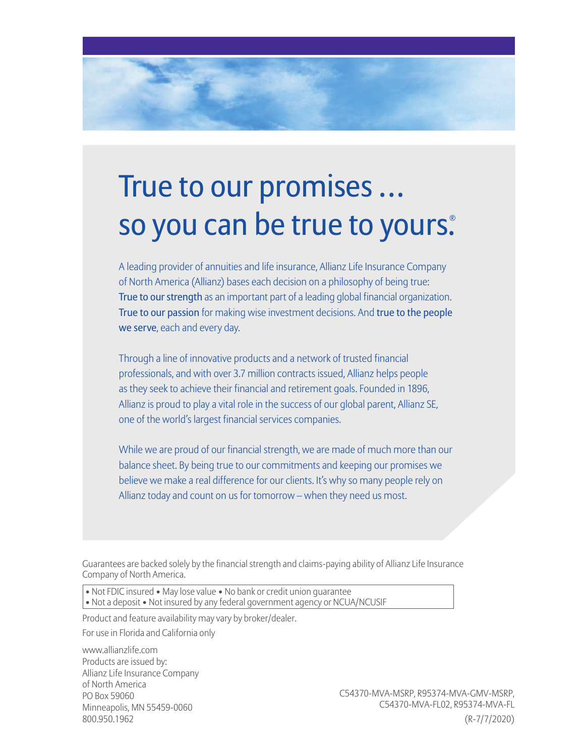# True to our promises … so you can be true to yours.®

A leading provider of annuities and life insurance, Allianz Life Insurance Company of North America (Allianz) bases each decision on a philosophy of being true: **True to our strength** as an important part of a leading global financial organization. **True to our passion** for making wise investment decisions. And **true to the people we serve**, each and every day.

Through a line of innovative products and a network of trusted financial professionals, and with over 3.7 million contracts issued, Allianz helps people as they seek to achieve their financial and retirement goals. Founded in 1896, Allianz is proud to play a vital role in the success of our global parent, Allianz SE, one of the world's largest financial services companies.

While we are proud of our financial strength, we are made of much more than our balance sheet. By being true to our commitments and keeping our promises we believe we make a real difference for our clients. It's why so many people rely on Allianz today and count on us for tomorrow – when they need us most.

Guarantees are backed solely by the financial strength and claims-paying ability of Allianz Life Insurance Company of North America.

• Not FDIC insured • May lose value • No bank or credit union guarantee
• Not a deposit • Not insured by any federal government agency or NCUA/NCUSIF

Product and feature availability may vary by broker/dealer.

For use in Florida and California only

www.allianzlife.com
Products are issued by:
Allianz Life Insurance Company
of North America
PO Box 59060
Minneapolis, MN 55459-0060
800.950.1962

C54370-MVA-MSRP, R95374-MVA-GMV-MSRP,
C54370-MVA-FL02, R95374-MVA-FL

(R-7/7/2020)